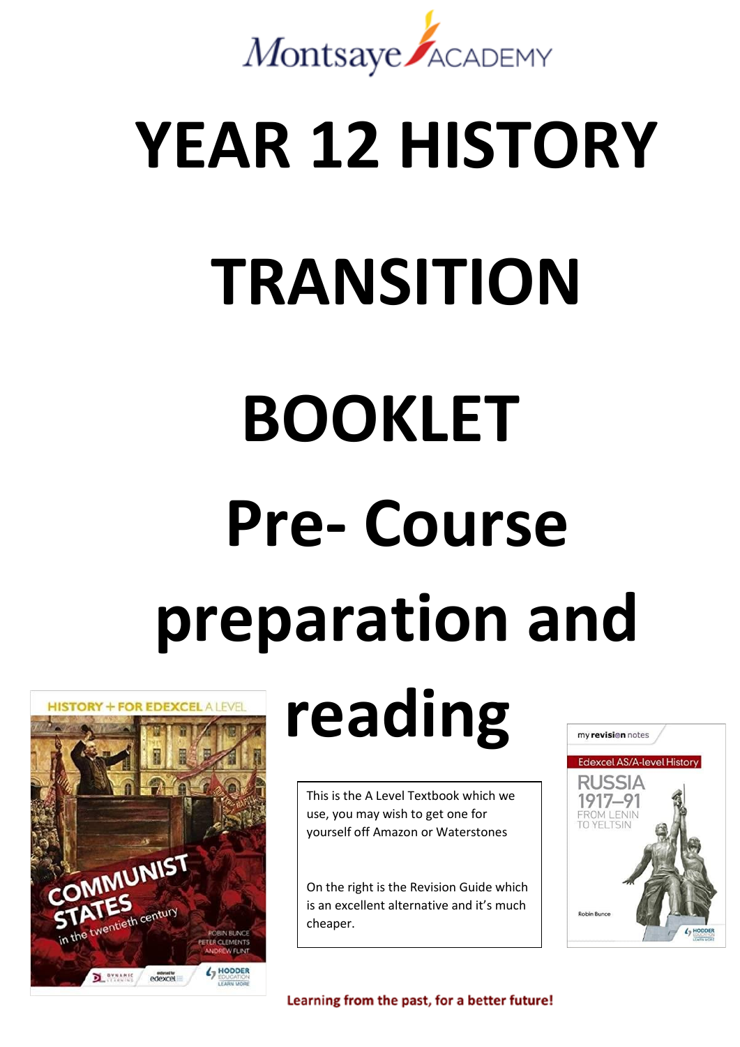Montsaye ACADEMY

# YEAR 12 HISTORY TRANSITION BOOKLET

# Pre- Course preparation and reading

This is the A Level Textbook which we use, you may wish to get one for yourself off Amazon or Waterstones

On the right is the Revision Guide which is an excellent alternative and it's much cheaper.

Learning from the past, for a better future!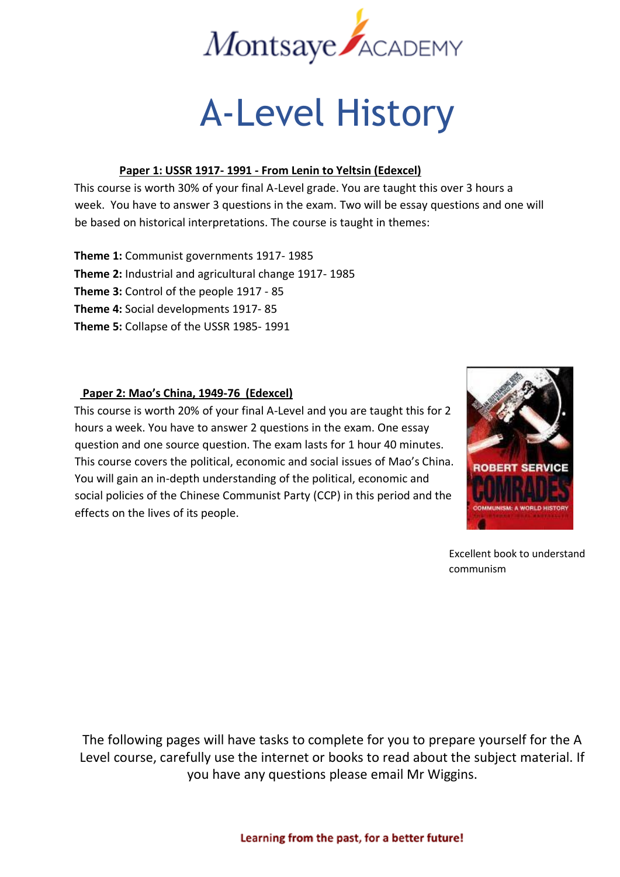# A-Level History

**Paper 1: USSR 1917- 1991 - From Lenin to Yeltsin (Edexcel)**

This course is worth 30% of your final A-Level grade. You are taught this over 3 hours a week. You have to answer 3 questions in the exam. Two will be essay questions and one will be based on historical interpretations. The course is taught in themes:

**Theme 1:** Communist governments 1917- 1985
**Theme 2:** Industrial and agricultural change 1917- 1985
**Theme 3:** Control of the people 1917 - 85
**Theme 4:** Social developments 1917- 85
**Theme 5:** Collapse of the USSR 1985- 1991

**Paper 2: Mao's China, 1949-76 (Edexcel)**

This course is worth 20% of your final A-Level and you are taught this for 2 hours a week. You have to answer 2 questions in the exam. One essay question and one source question. The exam lasts for 1 hour 40 minutes. This course covers the political, economic and social issues of Mao's China. You will gain an in-depth understanding of the political, economic and social policies of the Chinese Communist Party (CCP) in this period and the effects on the lives of its people.

Excellent book to understand communism

The following pages will have tasks to complete for you to prepare yourself for the A Level course, carefully use the internet or books to read about the subject material. If you have any questions please email Mr Wiggins.

Learning from the past, for a better future!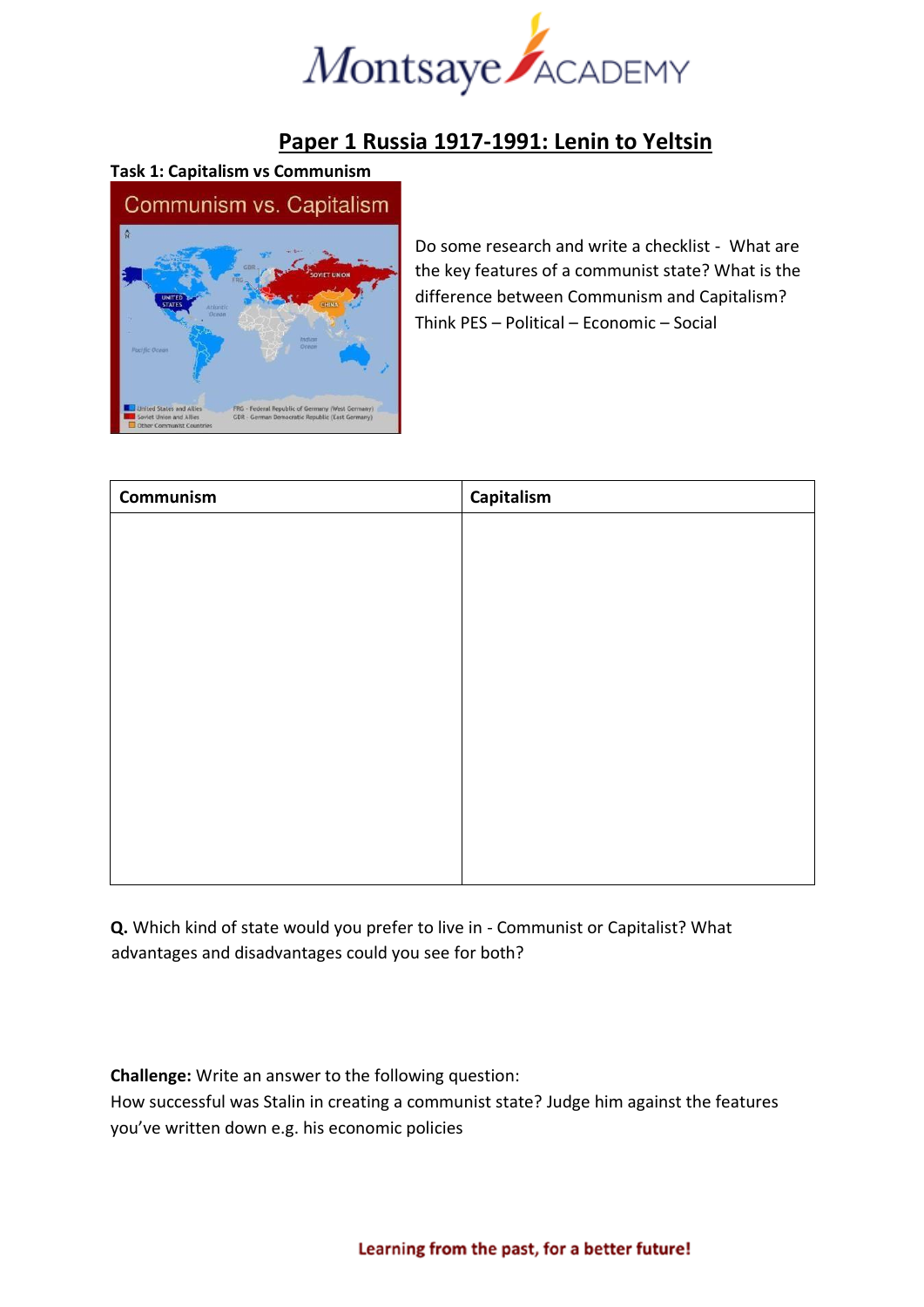## Paper 1 Russia 1917-1991: Lenin to Yeltsin

**Task 1: Capitalism vs Communism**

Do some research and write a checklist - What are the key features of a communist state? What is the difference between Communism and Capitalism? Think PES – Political – Economic – Social

| Communism | Capitalism |
| --- | --- |
| | |

**Q.** Which kind of state would you prefer to live in - Communist or Capitalist? What advantages and disadvantages could you see for both?

**Challenge:** Write an answer to the following question:
How successful was Stalin in creating a communist state? Judge him against the features you've written down e.g. his economic policies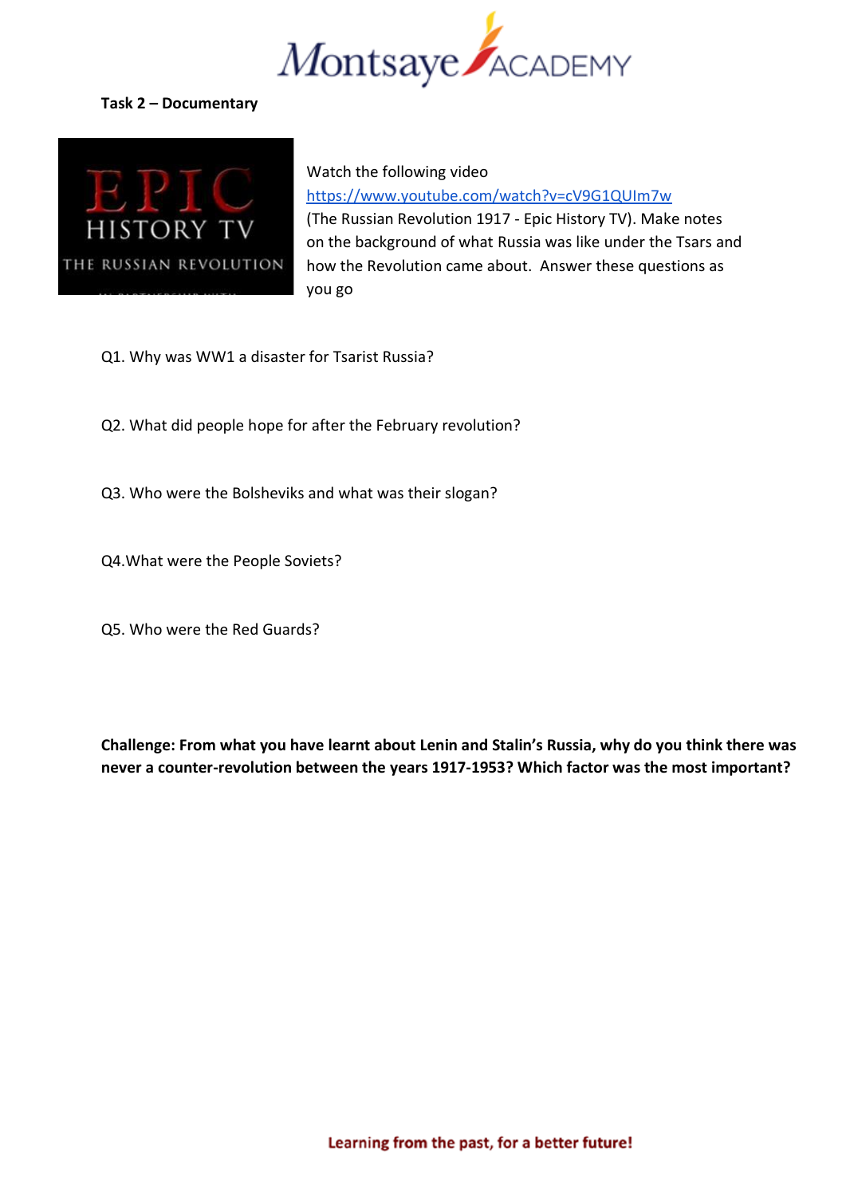**Task 2 – Documentary**

Watch the following video [https://www.youtube.com/watch?v=cV9G1QUIm7w](https://www.youtube.com/watch?v=cV9G1QUIm7w) (The Russian Revolution 1917 - Epic History TV). Make notes on the background of what Russia was like under the Tsars and how the Revolution came about. Answer these questions as you go

Q1. Why was WW1 a disaster for Tsarist Russia?

Q2. What did people hope for after the February revolution?

Q3. Who were the Bolsheviks and what was their slogan?

Q4.What were the People Soviets?

Q5. Who were the Red Guards?

**Challenge: From what you have learnt about Lenin and Stalin's Russia, why do you think there was never a counter-revolution between the years 1917-1953? Which factor was the most important?**

**Learning from the past, for a better future!**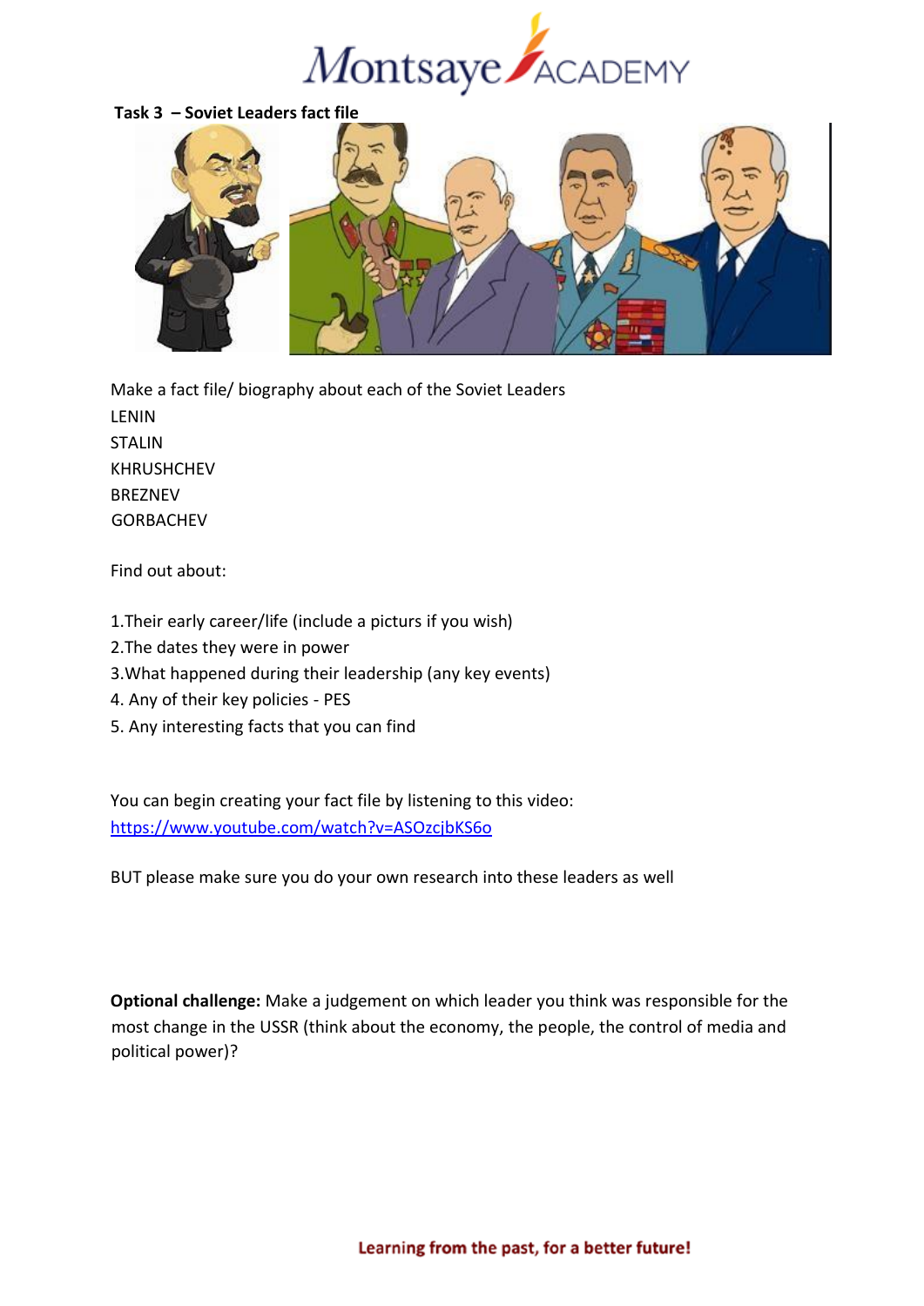**Task 3 – Soviet Leaders fact file**

Make a fact file/ biography about each of the Soviet Leaders

LENIN
STALIN
KHRUSHCHEV
BREZNEV
GORBACHEV

Find out about:

1.Their early career/life (include a picturs if you wish)
2.The dates they were in power
3.What happened during their leadership (any key events)
4. Any of their key policies - PES
5. Any interesting facts that you can find

You can begin creating your fact file by listening to this video:
https://www.youtube.com/watch?v=ASOzcjbKS6o

BUT please make sure you do your own research into these leaders as well

**Optional challenge:** Make a judgement on which leader you think was responsible for the most change in the USSR (think about the economy, the people, the control of media and political power)?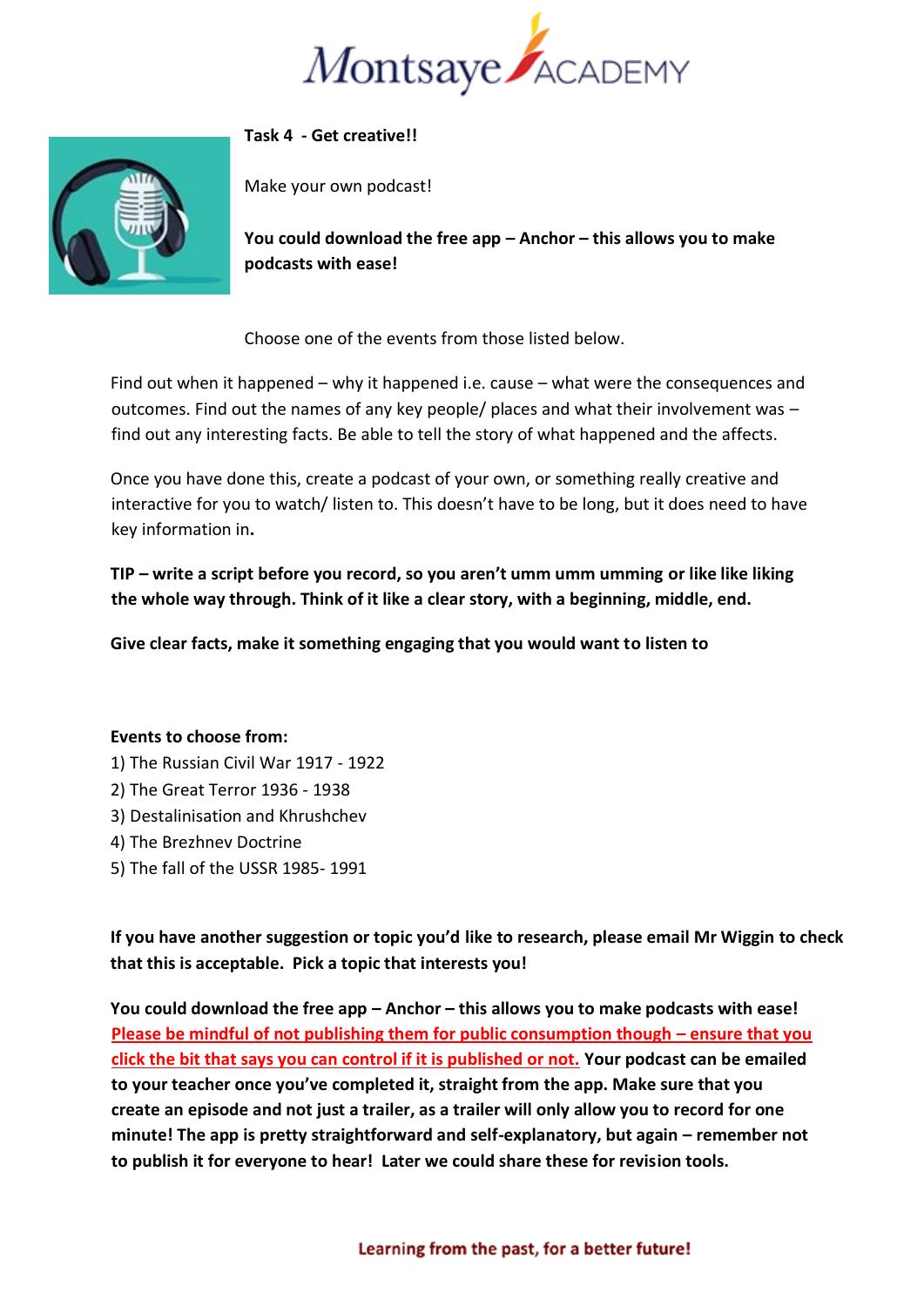**Task 4 - Get creative!!**

Make your own podcast!

**You could download the free app – Anchor – this allows you to make podcasts with ease!**

Choose one of the events from those listed below.

Find out when it happened – why it happened i.e. cause – what were the consequences and outcomes. Find out the names of any key people/ places and what their involvement was – find out any interesting facts. Be able to tell the story of what happened and the affects.

Once you have done this, create a podcast of your own, or something really creative and interactive for you to watch/ listen to. This doesn't have to be long, but it does need to have key information in**.**

**TIP – write a script before you record, so you aren't umm umm umming or like like liking the whole way through. Think of it like a clear story, with a beginning, middle, end.**

**Give clear facts, make it something engaging that you would want to listen to**

**Events to choose from:**

1) The Russian Civil War 1917 - 1922
2) The Great Terror 1936 - 1938
3) Destalinisation and Khrushchev
4) The Brezhnev Doctrine
5) The fall of the USSR 1985- 1991

**If you have another suggestion or topic you'd like to research, please email Mr Wiggin to check that this is acceptable. Pick a topic that interests you!**

**You could download the free app – Anchor – this allows you to make podcasts with ease!** <u>Please be mindful of not publishing them for public consumption though – ensure that you click the bit that says you can control if it is published or not.</u> **Your podcast can be emailed to your teacher once you've completed it, straight from the app. Make sure that you create an episode and not just a trailer, as a trailer will only allow you to record for one minute! The app is pretty straightforward and self-explanatory, but again – remember not to publish it for everyone to hear! Later we could share these for revision tools.**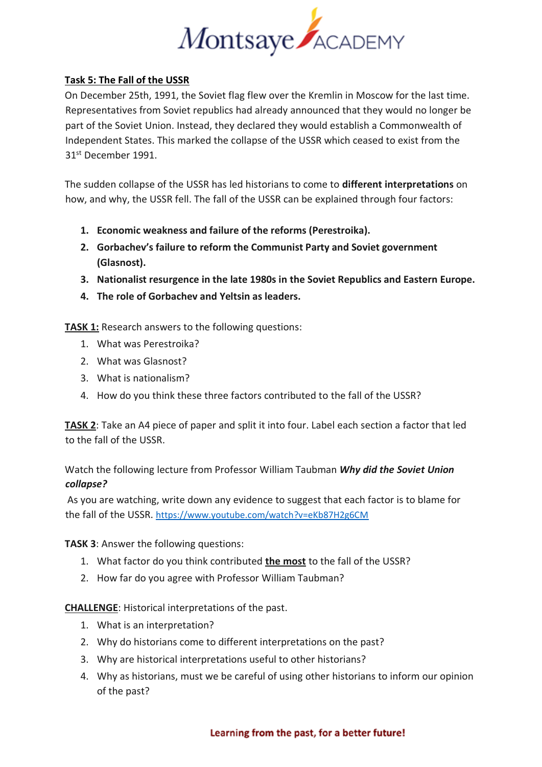**Task 5: The Fall of the USSR**

On December 25th, 1991, the Soviet flag flew over the Kremlin in Moscow for the last time. Representatives from Soviet republics had already announced that they would no longer be part of the Soviet Union. Instead, they declared they would establish a Commonwealth of Independent States. This marked the collapse of the USSR which ceased to exist from the 31st December 1991.

The sudden collapse of the USSR has led historians to come to **different interpretations** on how, and why, the USSR fell. The fall of the USSR can be explained through four factors:

1. **Economic weakness and failure of the reforms (Perestroika).**
2. **Gorbachev's failure to reform the Communist Party and Soviet government (Glasnost).**
3. **Nationalist resurgence in the late 1980s in the Soviet Republics and Eastern Europe.**
4. **The role of Gorbachev and Yeltsin as leaders.**

**TASK 1:** Research answers to the following questions:

1. What was Perestroika?
2. What was Glasnost?
3. What is nationalism?
4. How do you think these three factors contributed to the fall of the USSR?

**TASK 2**: Take an A4 piece of paper and split it into four. Label each section a factor that led to the fall of the USSR.

Watch the following lecture from Professor William Taubman ***Why did the Soviet Union collapse?***

As you are watching, write down any evidence to suggest that each factor is to blame for the fall of the USSR. https://www.youtube.com/watch?v=eKb87H2g6CM

**TASK 3**: Answer the following questions:

1. What factor do you think contributed **the most** to the fall of the USSR?
2. How far do you agree with Professor William Taubman?

**CHALLENGE**: Historical interpretations of the past.

1. What is an interpretation?
2. Why do historians come to different interpretations on the past?
3. Why are historical interpretations useful to other historians?
4. Why as historians, must we be careful of using other historians to inform our opinion of the past?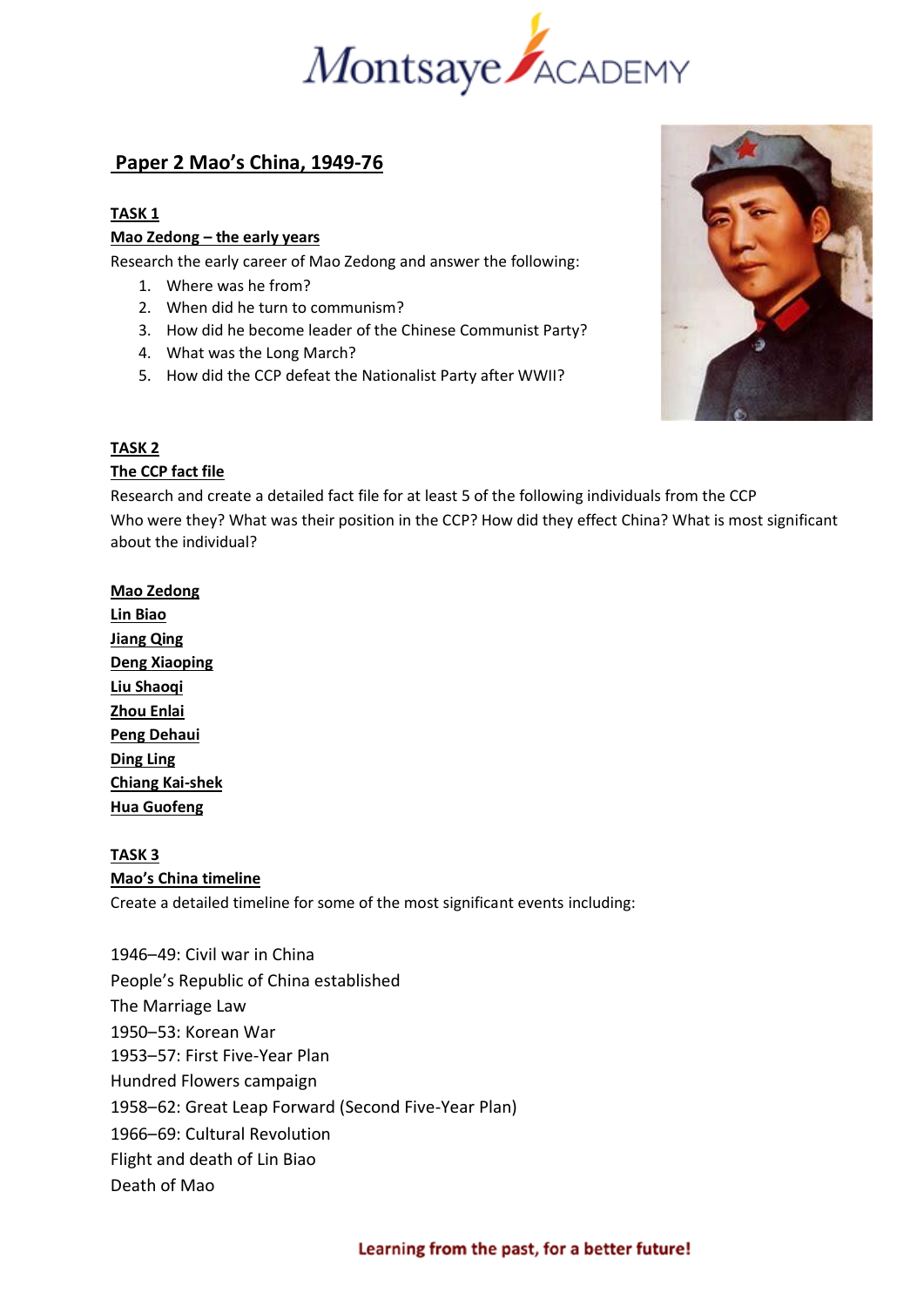## Paper 2 Mao's China, 1949-76

**TASK 1**

**Mao Zedong – the early years**

Research the early career of Mao Zedong and answer the following:

1. Where was he from?
2. When did he turn to communism?
3. How did he become leader of the Chinese Communist Party?
4. What was the Long March?
5. How did the CCP defeat the Nationalist Party after WWII?

**TASK 2**

**The CCP fact file**

Research and create a detailed fact file for at least 5 of the following individuals from the CCP

Who were they? What was their position in the CCP? How did they effect China? What is most significant about the individual?

**Mao Zedong**

**Lin Biao**

**Jiang Qing**

**Deng Xiaoping**

**Liu Shaoqi**

**Zhou Enlai**

**Peng Dehaui**

**Ding Ling**

**Chiang Kai-shek**

**Hua Guofeng**

**TASK 3**

**Mao's China timeline**

Create a detailed timeline for some of the most significant events including:

1946–49: Civil war in China

People's Republic of China established

The Marriage Law

1950–53: Korean War

1953–57: First Five-Year Plan

Hundred Flowers campaign

1958–62: Great Leap Forward (Second Five-Year Plan)

1966–69: Cultural Revolution

Flight and death of Lin Biao

Death of Mao